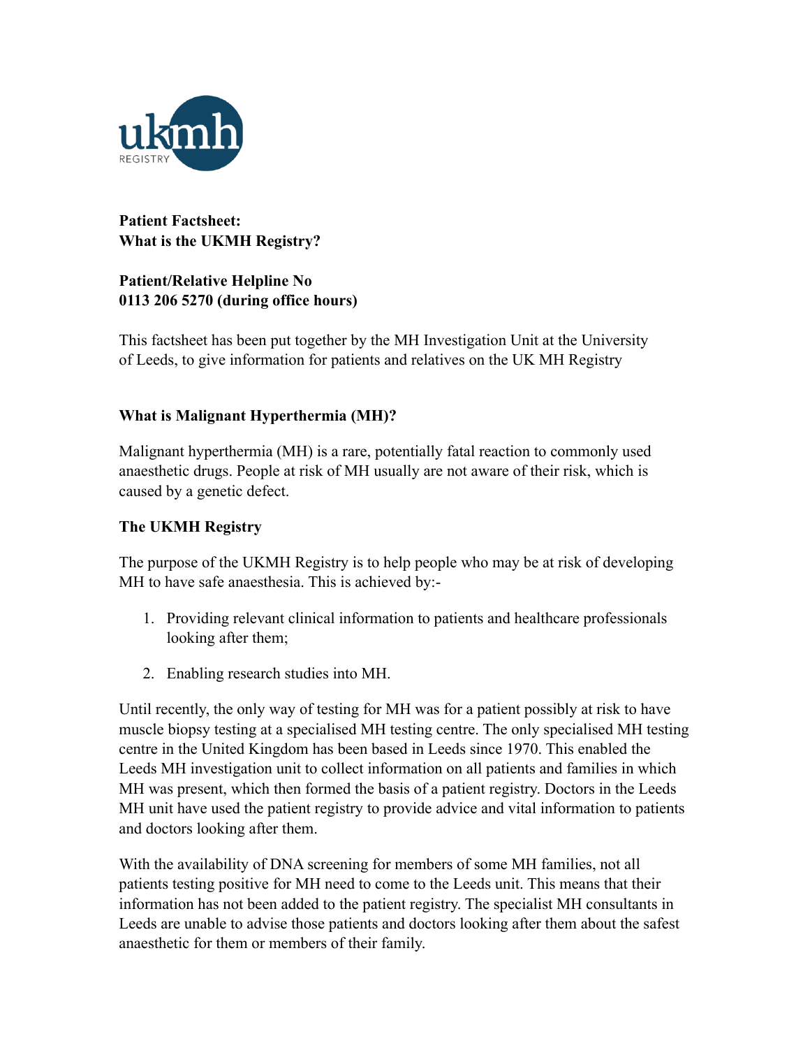**Patient Factsheet:**
**What is the UKMH Registry?**

**Patient/Relative Helpline No**
**0113 206 5270 (during office hours)**

This factsheet has been put together by the MH Investigation Unit at the University of Leeds, to give information for patients and relatives on the UK MH Registry

### What is Malignant Hyperthermia (MH)?

Malignant hyperthermia (MH) is a rare, potentially fatal reaction to commonly used anaesthetic drugs. People at risk of MH usually are not aware of their risk, which is caused by a genetic defect.

### The UKMH Registry

The purpose of the UKMH Registry is to help people who may be at risk of developing MH to have safe anaesthesia. This is achieved by:-

1. Providing relevant clinical information to patients and healthcare professionals looking after them;
2. Enabling research studies into MH.

Until recently, the only way of testing for MH was for a patient possibly at risk to have muscle biopsy testing at a specialised MH testing centre. The only specialised MH testing centre in the United Kingdom has been based in Leeds since 1970. This enabled the Leeds MH investigation unit to collect information on all patients and families in which MH was present, which then formed the basis of a patient registry. Doctors in the Leeds MH unit have used the patient registry to provide advice and vital information to patients and doctors looking after them.

With the availability of DNA screening for members of some MH families, not all patients testing positive for MH need to come to the Leeds unit. This means that their information has not been added to the patient registry. The specialist MH consultants in Leeds are unable to advise those patients and doctors looking after them about the safest anaesthetic for them or members of their family.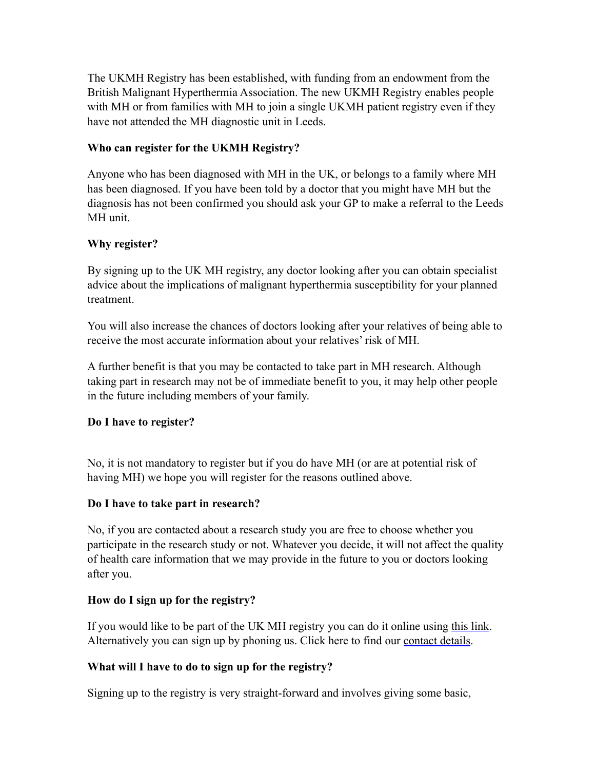The UKMH Registry has been established, with funding from an endowment from the British Malignant Hyperthermia Association. The new UKMH Registry enables people with MH or from families with MH to join a single UKMH patient registry even if they have not attended the MH diagnostic unit in Leeds.

**Who can register for the UKMH Registry?**

Anyone who has been diagnosed with MH in the UK, or belongs to a family where MH has been diagnosed. If you have been told by a doctor that you might have MH but the diagnosis has not been confirmed you should ask your GP to make a referral to the Leeds MH unit.

**Why register?**

By signing up to the UK MH registry, any doctor looking after you can obtain specialist advice about the implications of malignant hyperthermia susceptibility for your planned treatment.

You will also increase the chances of doctors looking after your relatives of being able to receive the most accurate information about your relatives' risk of MH.

A further benefit is that you may be contacted to take part in MH research. Although taking part in research may not be of immediate benefit to you, it may help other people in the future including members of your family.

**Do I have to register?**

No, it is not mandatory to register but if you do have MH (or are at potential risk of having MH) we hope you will register for the reasons outlined above.

**Do I have to take part in research?**

No, if you are contacted about a research study you are free to choose whether you participate in the research study or not. Whatever you decide, it will not affect the quality of health care information that we may provide in the future to you or doctors looking after you.

**How do I sign up for the registry?**

If you would like to be part of the UK MH registry you can do it online using this link. Alternatively you can sign up by phoning us. Click here to find our contact details.

**What will I have to do to sign up for the registry?**

Signing up to the registry is very straight-forward and involves giving some basic,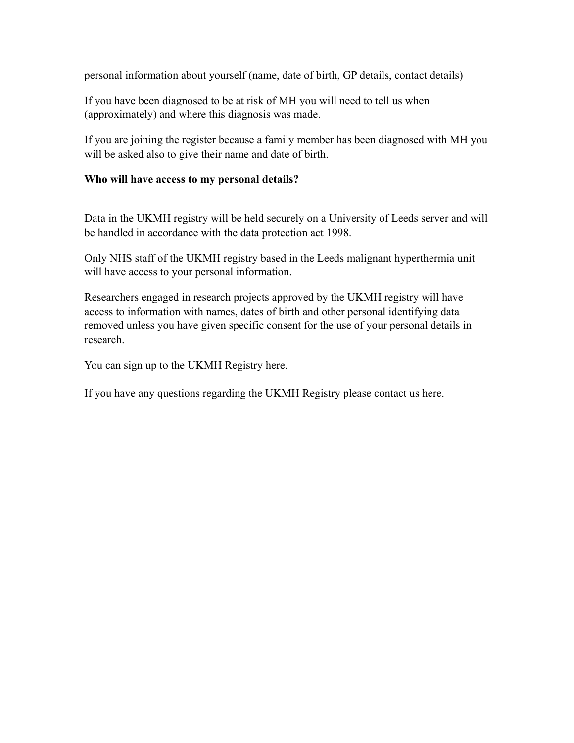personal information about yourself (name, date of birth, GP details, contact details)

If you have been diagnosed to be at risk of MH you will need to tell us when (approximately) and where this diagnosis was made.

If you are joining the register because a family member has been diagnosed with MH you will be asked also to give their name and date of birth.

**Who will have access to my personal details?**

Data in the UKMH registry will be held securely on a University of Leeds server and will be handled in accordance with the data protection act 1998.

Only NHS staff of the UKMH registry based in the Leeds malignant hyperthermia unit will have access to your personal information.

Researchers engaged in research projects approved by the UKMH registry will have access to information with names, dates of birth and other personal identifying data removed unless you have given specific consent for the use of your personal details in research.

You can sign up to the UKMH Registry here.

If you have any questions regarding the UKMH Registry please contact us here.